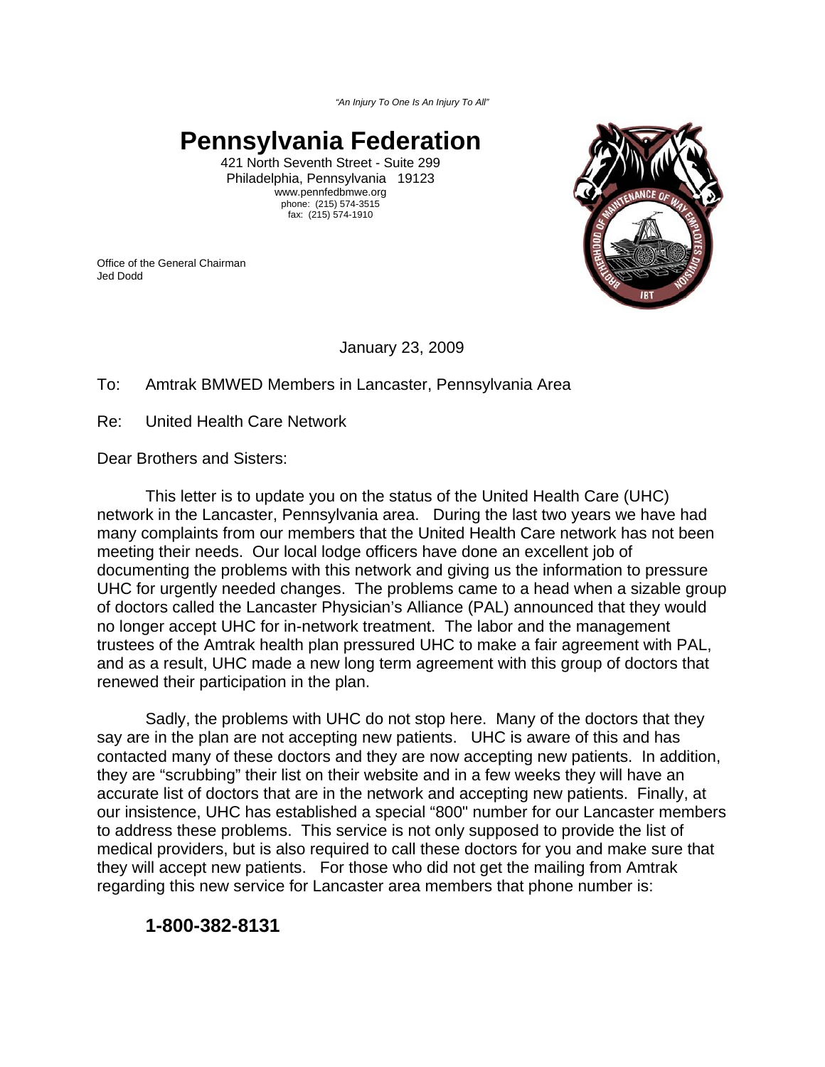*"An Injury To One Is An Injury To All"*

# Pennsylvania Federation

421 North Seventh Street - Suite 299
Philadelphia, Pennsylvania 19123
www.pennfedbmwe.org
phone: (215) 574-3515
fax: (215) 574-1910

Office of the General Chairman
Jed Dodd

January 23, 2009

To: Amtrak BMWED Members in Lancaster, Pennsylvania Area

Re: United Health Care Network

Dear Brothers and Sisters:

This letter is to update you on the status of the United Health Care (UHC) network in the Lancaster, Pennsylvania area. During the last two years we have had many complaints from our members that the United Health Care network has not been meeting their needs. Our local lodge officers have done an excellent job of documenting the problems with this network and giving us the information to pressure UHC for urgently needed changes. The problems came to a head when a sizable group of doctors called the Lancaster Physician's Alliance (PAL) announced that they would no longer accept UHC for in-network treatment. The labor and the management trustees of the Amtrak health plan pressured UHC to make a fair agreement with PAL, and as a result, UHC made a new long term agreement with this group of doctors that renewed their participation in the plan.

Sadly, the problems with UHC do not stop here. Many of the doctors that they say are in the plan are not accepting new patients. UHC is aware of this and has contacted many of these doctors and they are now accepting new patients. In addition, they are "scrubbing" their list on their website and in a few weeks they will have an accurate list of doctors that are in the network and accepting new patients. Finally, at our insistence, UHC has established a special "800" number for our Lancaster members to address these problems. This service is not only supposed to provide the list of medical providers, but is also required to call these doctors for you and make sure that they will accept new patients. For those who did not get the mailing from Amtrak regarding this new service for Lancaster area members that phone number is:

**1-800-382-8131**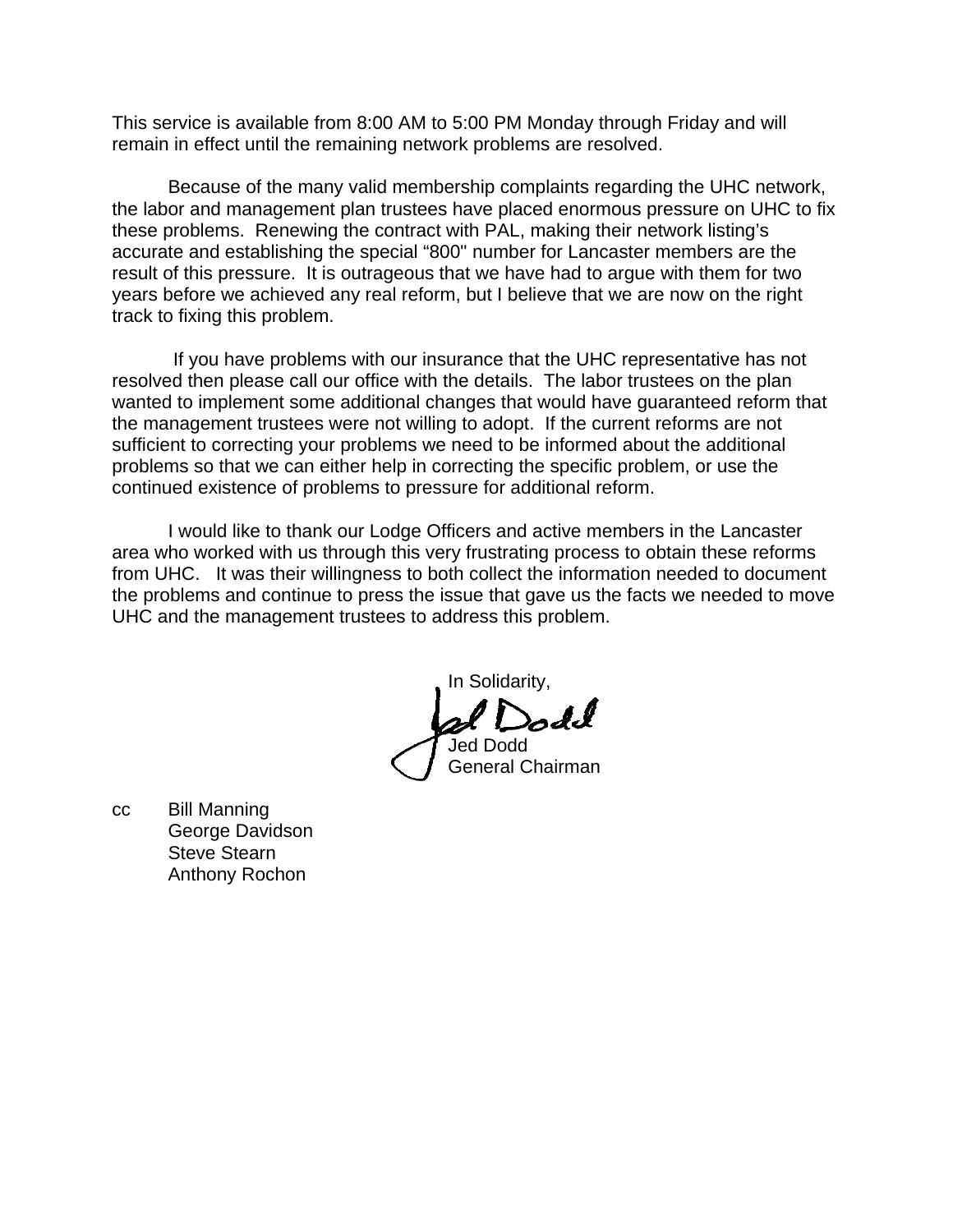This service is available from 8:00 AM to 5:00 PM Monday through Friday and will remain in effect until the remaining network problems are resolved.

Because of the many valid membership complaints regarding the UHC network, the labor and management plan trustees have placed enormous pressure on UHC to fix these problems. Renewing the contract with PAL, making their network listing's accurate and establishing the special "800" number for Lancaster members are the result of this pressure. It is outrageous that we have had to argue with them for two years before we achieved any real reform, but I believe that we are now on the right track to fixing this problem.

If you have problems with our insurance that the UHC representative has not resolved then please call our office with the details. The labor trustees on the plan wanted to implement some additional changes that would have guaranteed reform that the management trustees were not willing to adopt. If the current reforms are not sufficient to correcting your problems we need to be informed about the additional problems so that we can either help in correcting the specific problem, or use the continued existence of problems to pressure for additional reform.

I would like to thank our Lodge Officers and active members in the Lancaster area who worked with us through this very frustrating process to obtain these reforms from UHC. It was their willingness to both collect the information needed to document the problems and continue to press the issue that gave us the facts we needed to move UHC and the management trustees to address this problem.

In Solidarity,

Jed Dodd
General Chairman

cc Bill Manning
George Davidson
Steve Stearn
Anthony Rochon